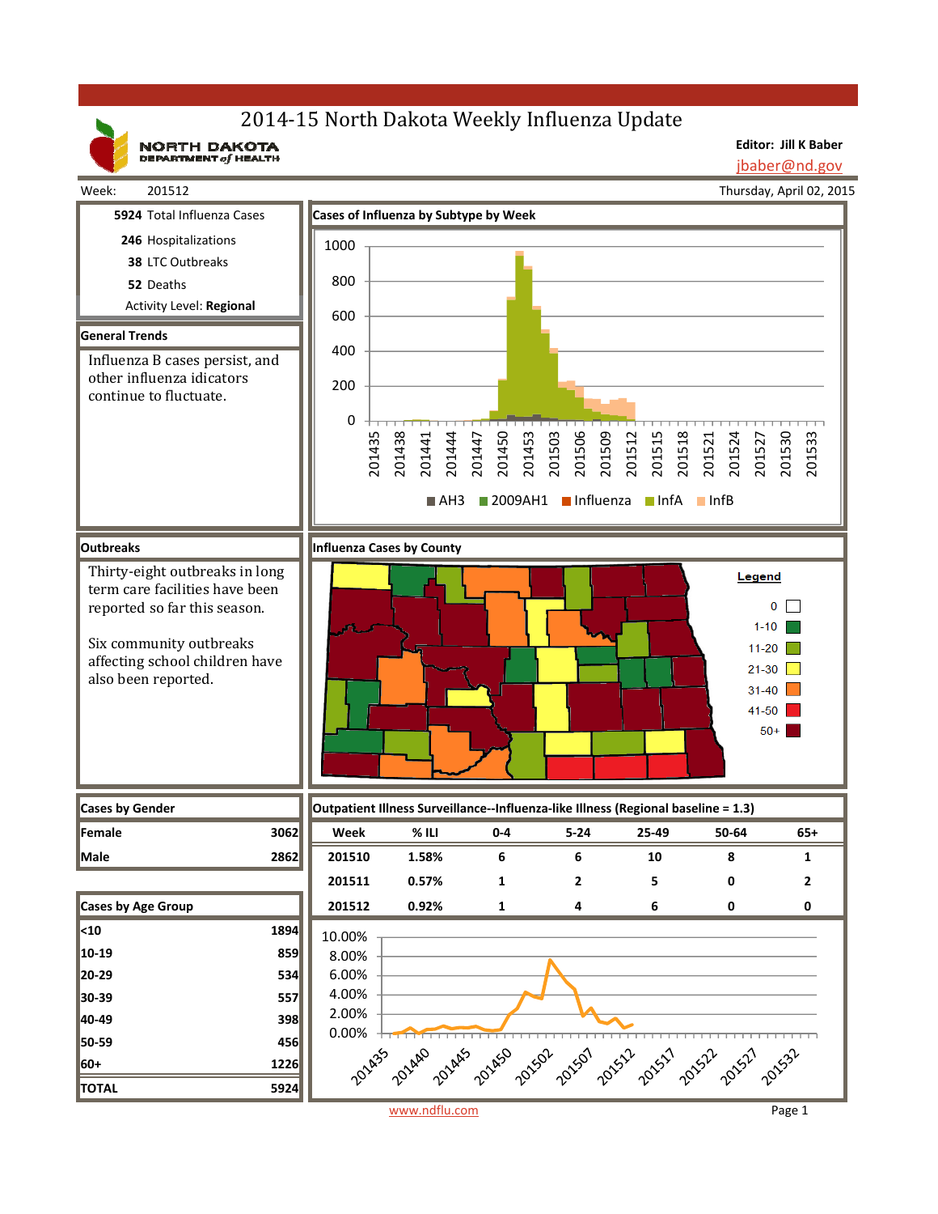# 2014-15 North Dakota Weekly Influenza Update

NORTH DAKOTA DEPARTMENT of HEALTH

**Editor: Jill K Baber**
jbaber@nd.gov

Week: 201512

Thursday, April 02, 2015

**5924** Total Influenza Cases

**246** Hospitalizations

**38** LTC Outbreaks

**52** Deaths

Activity Level: **Regional**

## General Trends

Influenza B cases persist, and other influenza idicators continue to fluctuate.

## Cases of Influenza by Subtype by Week

Legend: AH3, 2009AH1, Influenza, InfA, InfB

## Outbreaks

Thirty-eight outbreaks in long term care facilities have been reported so far this season.

Six community outbreaks affecting school children have also been reported.

## Influenza Cases by County

Legend: 0; 1-10; 11-20; 21-30; 31-40; 41-50; 50+

## Cases by Gender

| | |
|---|---|
| Female | 3062 |
| Male | 2862 |

## Outpatient Illness Surveillance--Influenza-like Illness (Regional baseline = 1.3)

| Week | % ILI | 0-4 | 5-24 | 25-49 | 50-64 | 65+ |
|---|---|---|---|---|---|---|
| 201510 | 1.58% | 6 | 6 | 10 | 8 | 1 |
| 201511 | 0.57% | 1 | 2 | 5 | 0 | 2 |
| 201512 | 0.92% | 1 | 4 | 6 | 0 | 0 |

## Cases by Age Group

| | |
|---|---|
| <10 | 1894 |
| 10-19 | 859 |
| 20-29 | 534 |
| 30-39 | 557 |
| 40-49 | 398 |
| 50-59 | 456 |
| 60+ | 1226 |
| TOTAL | 5924 |

www.ndflu.com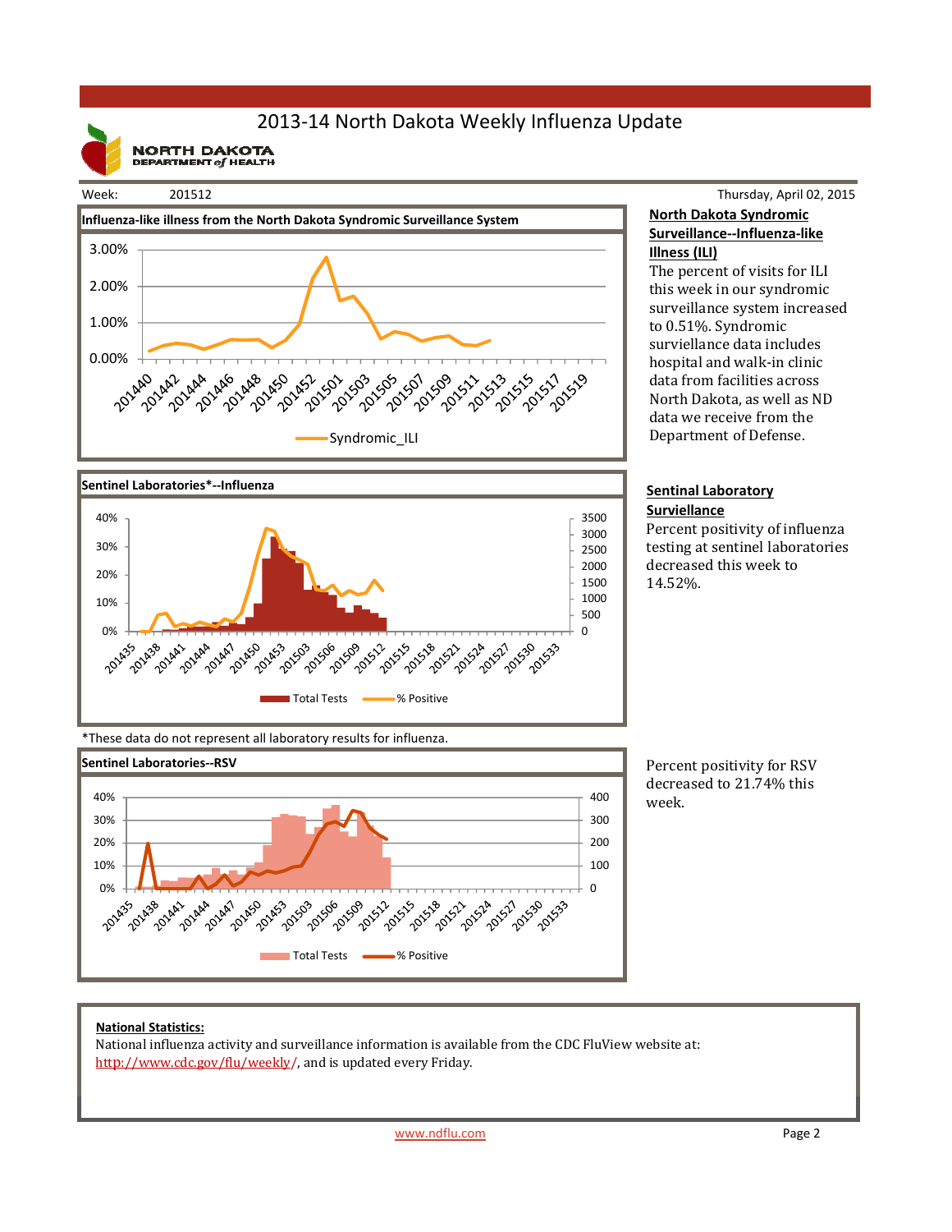# 2013-14 North Dakota Weekly Influenza Update

NORTH DAKOTA DEPARTMENT of HEALTH

Week: 201512

Thursday, April 02, 2015

**Influenza-like illness from the North Dakota Syndromic Surveillance System**

## North Dakota Syndromic Surveillance--Influenza-like Illness (ILI)

The percent of visits for ILI this week in our syndromic surveillance system increased to 0.51%. Syndromic surviellance data includes hospital and walk-in clinic data from facilities across North Dakota, as well as ND data we receive from the Department of Defense.

**Sentinel Laboratories*--Influenza**

## Sentinal Laboratory Surviellance

Percent positivity of influenza testing at sentinel laboratories decreased this week to 14.52%.

*These data do not represent all laboratory results for influenza.

**Sentinel Laboratories--RSV**

Percent positivity for RSV decreased to 21.74% this week.

**National Statistics:**

National influenza activity and surveillance information is available from the CDC FluView website at: http://www.cdc.gov/flu/weekly/, and is updated every Friday.

www.ndflu.com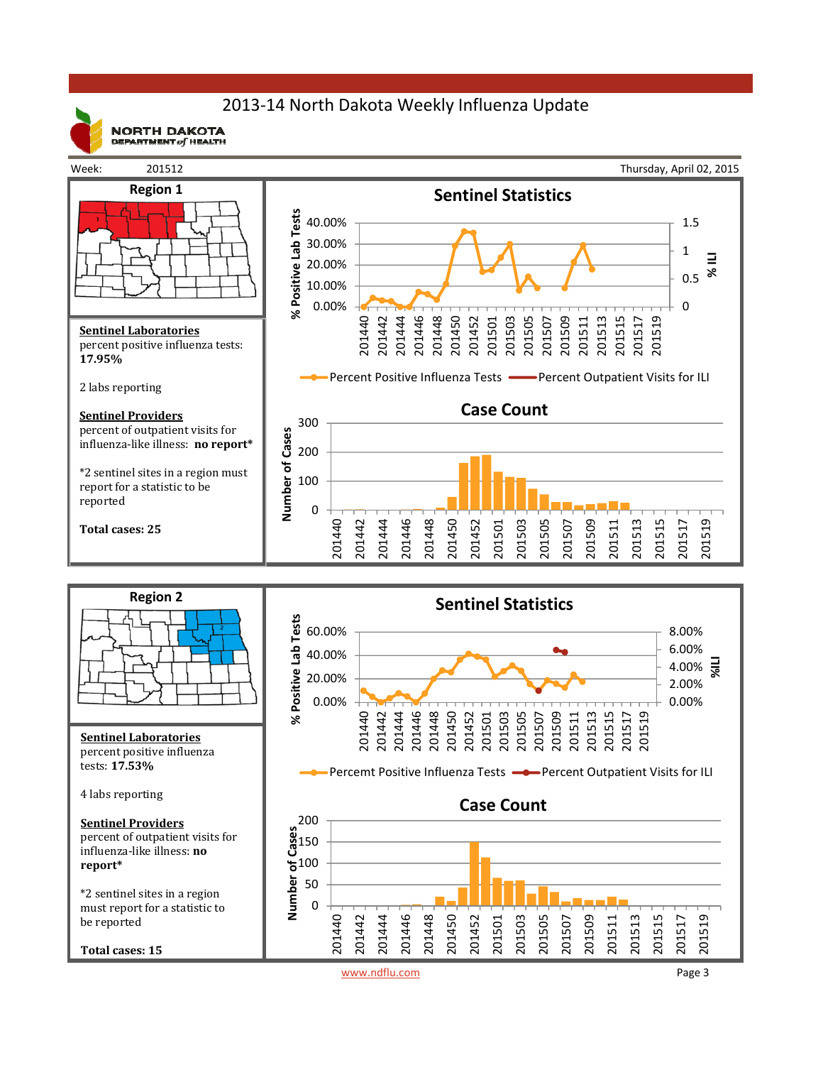# 2013-14 North Dakota Weekly Influenza Update

NORTH DAKOTA DEPARTMENT of HEALTH

Week: 201512 — Thursday, April 02, 2015

## Region 1

**Sentinel Laboratories**
percent positive influenza tests: **17.95%**

2 labs reporting

**Sentinel Providers**
percent of outpatient visits for influenza-like illness: **no report***

*2 sentinel sites in a region must report for a statistic to be reported

**Total cases: 25**

### Sentinel Statistics

Percent Positive Influenza Tests — Percent Outpatient Visits for ILI

### Case Count

## Region 2

**Sentinel Laboratories**
percent positive influenza tests: **17.53%**

4 labs reporting

**Sentinel Providers**
percent of outpatient visits for influenza-like illness: **no report***

*2 sentinel sites in a region must report for a statistic to be reported

**Total cases: 15**

### Sentinel Statistics

Percemt Positive Influenza Tests — Percent Outpatient Visits for ILI

### Case Count

www.ndflu.com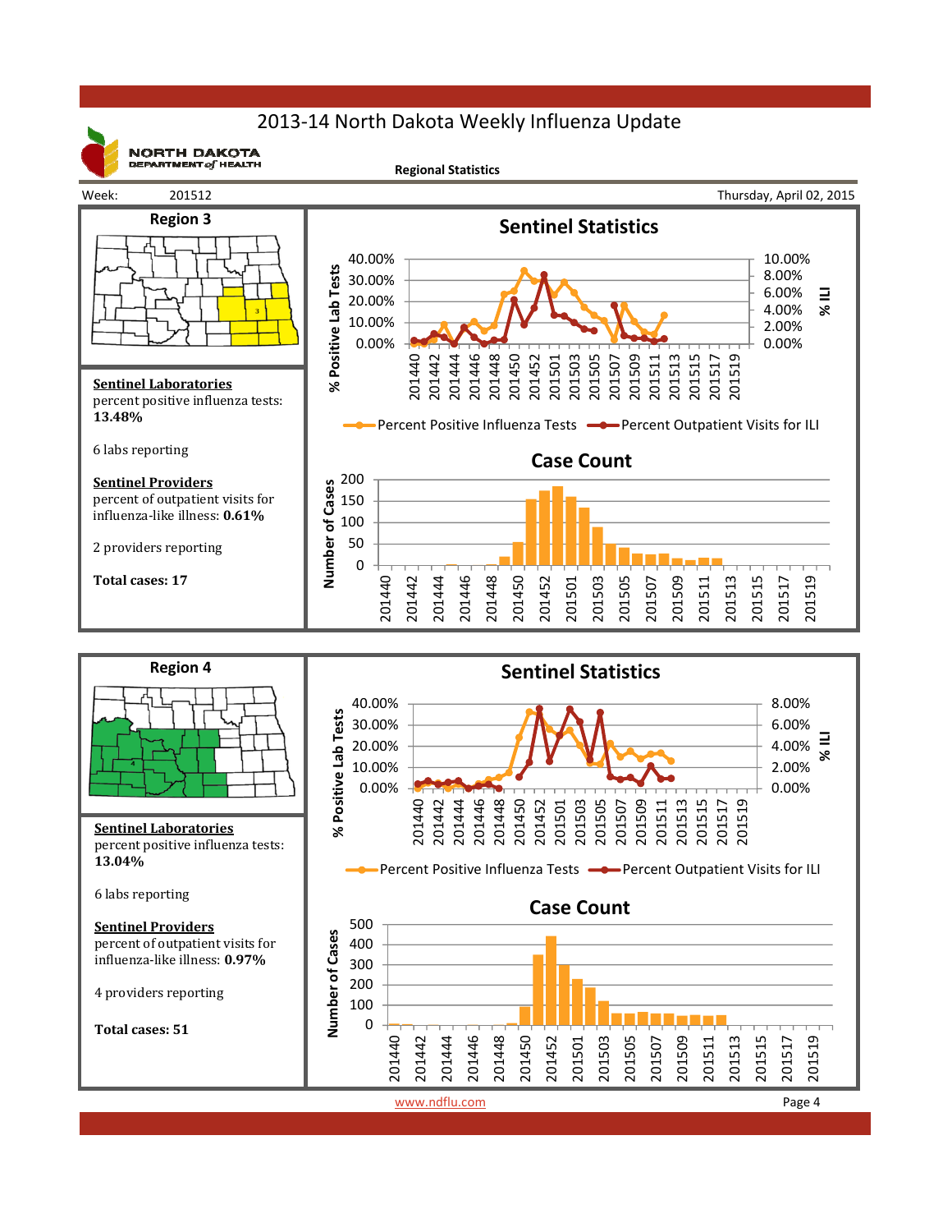# 2013-14 North Dakota Weekly Influenza Update

NORTH DAKOTA DEPARTMENT of HEALTH

**Regional Statistics**

Week: 201512

Thursday, April 02, 2015

## Region 3

### Sentinel Statistics

% Positive Lab Tests

40.00%
30.00%
20.00%
10.00%
0.00%

10.00%
8.00%
6.00%
4.00%
2.00%
0.00%

% ILI

201440 201442 201444 201446 201448 201450 201452 201501 201503 201505 201507 201509 201511 201513 201515 201517 201519

Percent Positive Influenza Tests — Percent Outpatient Visits for ILI

### Case Count

Number of Cases

200
150
100
50
0

201440 201442 201444 201446 201448 201450 201452 201501 201503 201505 201507 201509 201511 201513 201515 201517 201519

**Sentinel Laboratories**
percent positive influenza tests: **13.48%**

6 labs reporting

**Sentinel Providers**
percent of outpatient visits for influenza-like illness: **0.61%**

2 providers reporting

**Total cases: 17**

## Region 4

### Sentinel Statistics

% Positive Lab Tests

40.00%
30.00%
20.00%
10.00%
0.00%

8.00%
6.00%
4.00%
2.00%
0.00%

% ILI

201440 201442 201444 201446 201448 201450 201452 201501 201503 201505 201507 201509 201511 201513 201515 201517 201519

Percent Positive Influenza Tests — Percent Outpatient Visits for ILI

### Case Count

Number of Cases

500
400
300
200
100
0

201440 201442 201444 201446 201448 201450 201452 201501 201503 201505 201507 201509 201511 201513 201515 201517 201519

**Sentinel Laboratories**
percent positive influenza tests: **13.04%**

6 labs reporting

**Sentinel Providers**
percent of outpatient visits for influenza-like illness: **0.97%**

4 providers reporting

**Total cases: 51**

www.ndflu.com